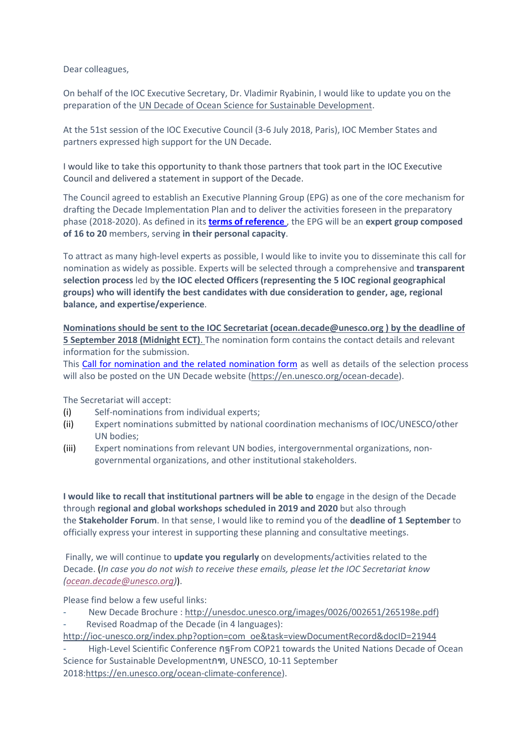Dear colleagues,

On behalf of the IOC Executive Secretary, Dr. Vladimir Ryabinin, I would like to update you on the preparation of the UN Decade of Ocean Science for Sustainable Development.

At the 51st session of the IOC Executive Council (3-6 July 2018, Paris), IOC Member States and partners expressed high support for the UN Decade.

I would like to take this opportunity to thank those partners that took part in the IOC Executive Council and delivered a statement in support of the Decade.

The Council agreed to establish an Executive Planning Group (EPG) as one of the core mechanism for drafting the Decade Implementation Plan and to deliver the activities foreseen in the preparatory phase (2018-2020). As defined in its **terms of reference** , the EPG will be an **expert group composed of 16 to 20** members, serving **in their personal capacity**.

To attract as many high-level experts as possible, I would like to invite you to disseminate this call for nomination as widely as possible. Experts will be selected through a comprehensive and **transparent selection process** led by **the IOC elected Officers (representing the 5 IOC regional geographical groups) who will identify the best candidates with due consideration to gender, age, regional balance, and expertise/experience**.

**Nominations should be sent to the IOC Secretariat (ocean.decade@unesco.org ) by the deadline of 5 September 2018 (Midnight ECT).** The nomination form contains the contact details and relevant information for the submission.
This Call for nomination and the related nomination form as well as details of the selection process will also be posted on the UN Decade website (https://en.unesco.org/ocean-decade).

The Secretariat will accept:

(i) Self-nominations from individual experts;
(ii) Expert nominations submitted by national coordination mechanisms of IOC/UNESCO/other UN bodies;
(iii) Expert nominations from relevant UN bodies, intergovernmental organizations, non-governmental organizations, and other institutional stakeholders.

**I would like to recall that institutional partners will be able to** engage in the design of the Decade through **regional and global workshops scheduled in 2019 and 2020** but also through the **Stakeholder Forum**. In that sense, I would like to remind you of the **deadline of 1 September** to officially express your interest in supporting these planning and consultative meetings.

Finally, we will continue to **update you regularly** on developments/activities related to the Decade. (*In case you do not wish to receive these emails, please let the IOC Secretariat know (ocean.decade@unesco.org)*).

Please find below a few useful links:

- New Decade Brochure : http://unesdoc.unesco.org/images/0026/002651/265198e.pdf)
- Revised Roadmap of the Decade (in 4 languages): http://ioc-unesco.org/index.php?option=com_oe&task=viewDocumentRecord&docID=21944
- High-Level Scientific Conference กฐFrom COP21 towards the United Nations Decade of Ocean Science for Sustainable Developmentกฑ, UNESCO, 10-11 September 2018:https://en.unesco.org/ocean-climate-conference).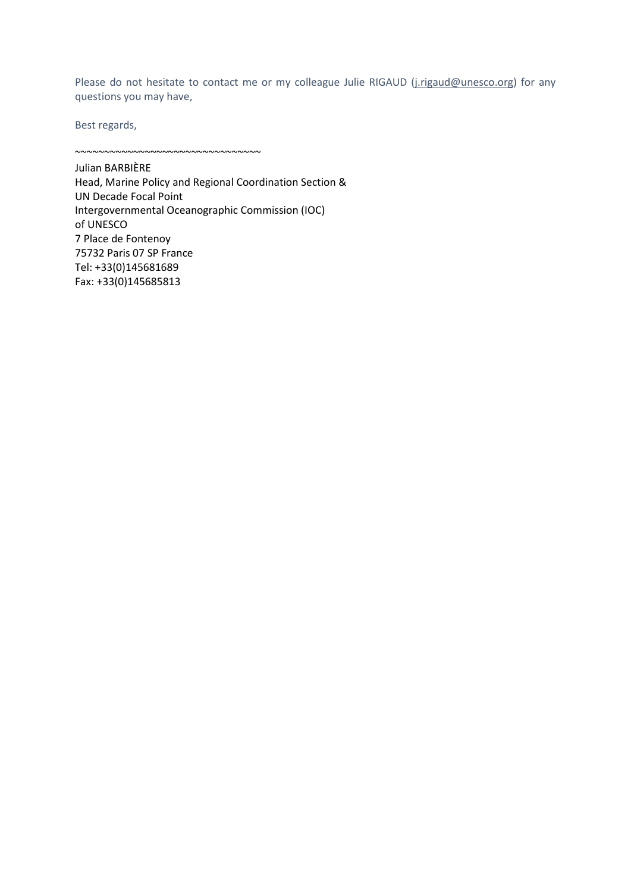Please do not hesitate to contact me or my colleague Julie RIGAUD (j.rigaud@unesco.org) for any questions you may have,

Best regards,

~~~~~~~~~~~~~~~~~~~~~~~~~~~~~~~~

Julian BARBIÈRE
Head, Marine Policy and Regional Coordination Section &
UN Decade Focal Point
Intergovernmental Oceanographic Commission (IOC)
of UNESCO
7 Place de Fontenoy
75732 Paris 07 SP France
Tel: +33(0)145681689
Fax: +33(0)145685813